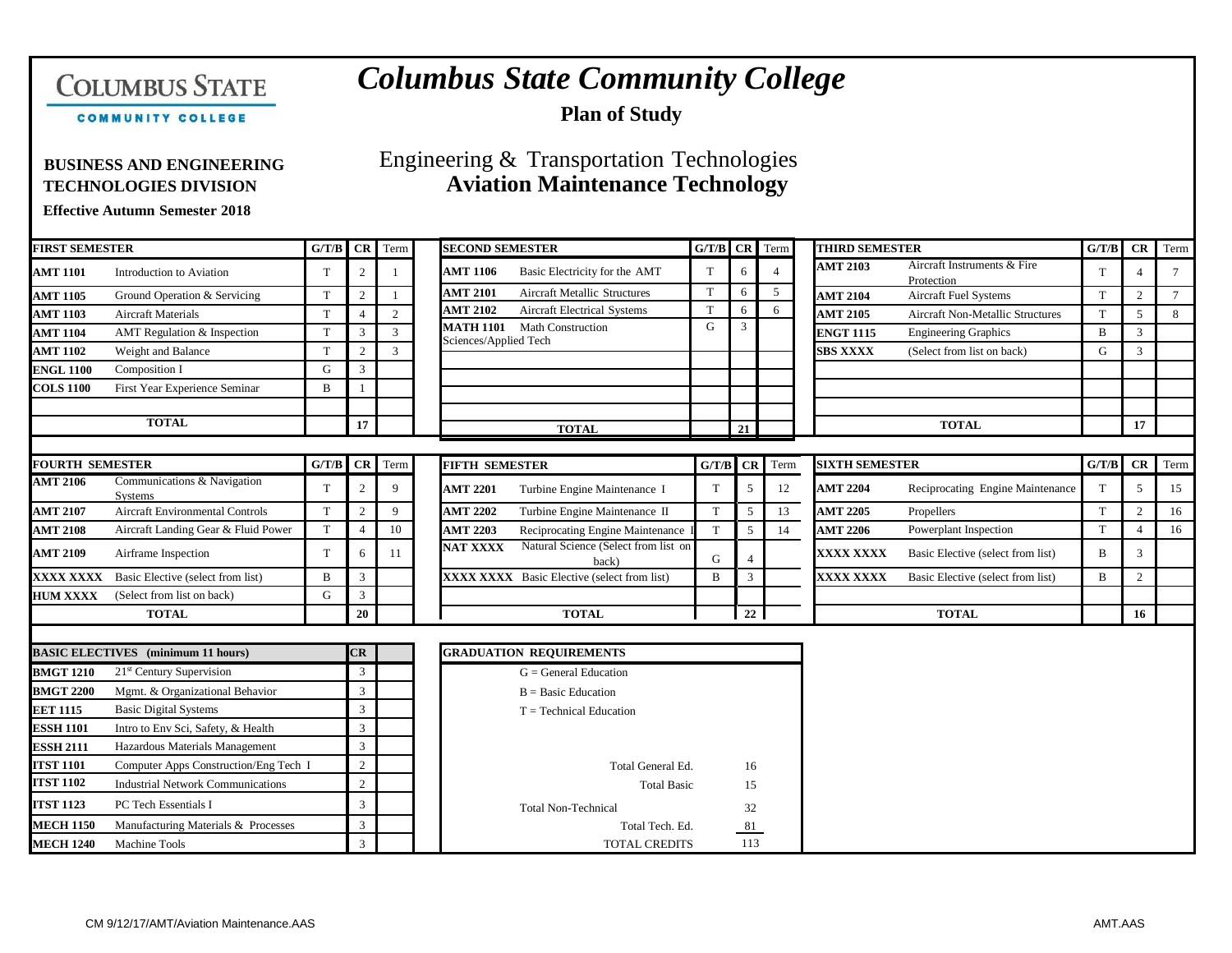# Columbus State Community College

**Plan of Study**

**BUSINESS AND ENGINEERING TECHNOLOGIES DIVISION**

**Effective Autumn Semester 2018**

## Engineering & Transportation Technologies
## Aviation Maintenance Technology

| FIRST SEMESTER | | G/T/B | CR | Term |
|---|---|---|---|---|
| AMT 1101 | Introduction to Aviation | T | 2 | 1 |
| AMT 1105 | Ground Operation & Servicing | T | 2 | 1 |
| AMT 1103 | Aircraft Materials | T | 4 | 2 |
| AMT 1104 | AMT Regulation & Inspection | T | 3 | 3 |
| AMT 1102 | Weight and Balance | T | 2 | 3 |
| ENGL 1100 | Composition I | G | 3 | |
| COLS 1100 | First Year Experience Seminar | B | 1 | |
| | **TOTAL** | | **17** | |

| SECOND SEMESTER | | G/T/B | CR | Term |
|---|---|---|---|---|
| AMT 1106 | Basic Electricity for the AMT | T | 6 | 4 |
| AMT 2101 | Aircraft Metallic Structures | T | 6 | 5 |
| AMT 2102 | Aircraft Electrical Systems | T | 6 | 6 |
| MATH 1101 | Math Construction Sciences/Applied Tech | G | 3 | |
| | **TOTAL** | | **21** | |

| THIRD SEMESTER | | G/T/B | CR | Term |
|---|---|---|---|---|
| AMT 2103 | Aircraft Instruments & Fire Protection | T | 4 | 7 |
| AMT 2104 | Aircraft Fuel Systems | T | 2 | 7 |
| AMT 2105 | Aircraft Non-Metallic Structures | T | 5 | 8 |
| ENGT 1115 | Engineering Graphics | B | 3 | |
| SBS XXXX | (Select from list on back) | G | 3 | |
| | **TOTAL** | | **17** | |

| FOURTH SEMESTER | | G/T/B | CR | Term |
|---|---|---|---|---|
| AMT 2106 | Communications & Navigation Systems | T | 2 | 9 |
| AMT 2107 | Aircraft Environmental Controls | T | 2 | 9 |
| AMT 2108 | Aircraft Landing Gear & Fluid Power | T | 4 | 10 |
| AMT 2109 | Airframe Inspection | T | 6 | 11 |
| XXXX XXXX | Basic Elective (select from list) | B | 3 | |
| HUM XXXX | (Select from list on back) | G | 3 | |
| | **TOTAL** | | **20** | |

| FIFTH SEMESTER | | G/T/B | CR | Term |
|---|---|---|---|---|
| AMT 2201 | Turbine Engine Maintenance I | T | 5 | 12 |
| AMT 2202 | Turbine Engine Maintenance II | T | 5 | 13 |
| AMT 2203 | Reciprocating Engine Maintenance I | T | 5 | 14 |
| NAT XXXX | Natural Science (Select from list on back) | G | 4 | |
| XXXX XXXX | Basic Elective (select from list) | B | 3 | |
| | **TOTAL** | | **22** | |

| SIXTH SEMESTER | | G/T/B | CR | Term |
|---|---|---|---|---|
| AMT 2204 | Reciprocating Engine Maintenance | T | 5 | 15 |
| AMT 2205 | Propellers | T | 2 | 16 |
| AMT 2206 | Powerplant Inspection | T | 4 | 16 |
| XXXX XXXX | Basic Elective (select from list) | B | 3 | |
| XXXX XXXX | Basic Elective (select from list) | B | 2 | |
| | **TOTAL** | | **16** | |

| BASIC ELECTIVES (minimum 11 hours) | | CR |
|---|---|---|
| BMGT 1210 | 21st Century Supervision | 3 |
| BMGT 2200 | Mgmt. & Organizational Behavior | 3 |
| EET 1115 | Basic Digital Systems | 3 |
| ESSH 1101 | Intro to Env Sci, Safety, & Health | 3 |
| ESSH 2111 | Hazardous Materials Management | 3 |
| ITST 1101 | Computer Apps Construction/Eng Tech I | 2 |
| ITST 1102 | Industrial Network Communications | 2 |
| ITST 1123 | PC Tech Essentials I | 3 |
| MECH 1150 | Manufacturing Materials & Processes | 3 |
| MECH 1240 | Machine Tools | 3 |

**GRADUATION REQUIREMENTS**

G = General Education
B = Basic Education
T = Technical Education

| | |
|---|---|
| Total General Ed. | 16 |
| Total Basic | 15 |
| Total Non-Technical | 32 |
| Total Tech. Ed. | 81 |
| TOTAL CREDITS | 113 |

CM 9/12/17/AMT/Aviation Maintenance.AAS

AMT.AAS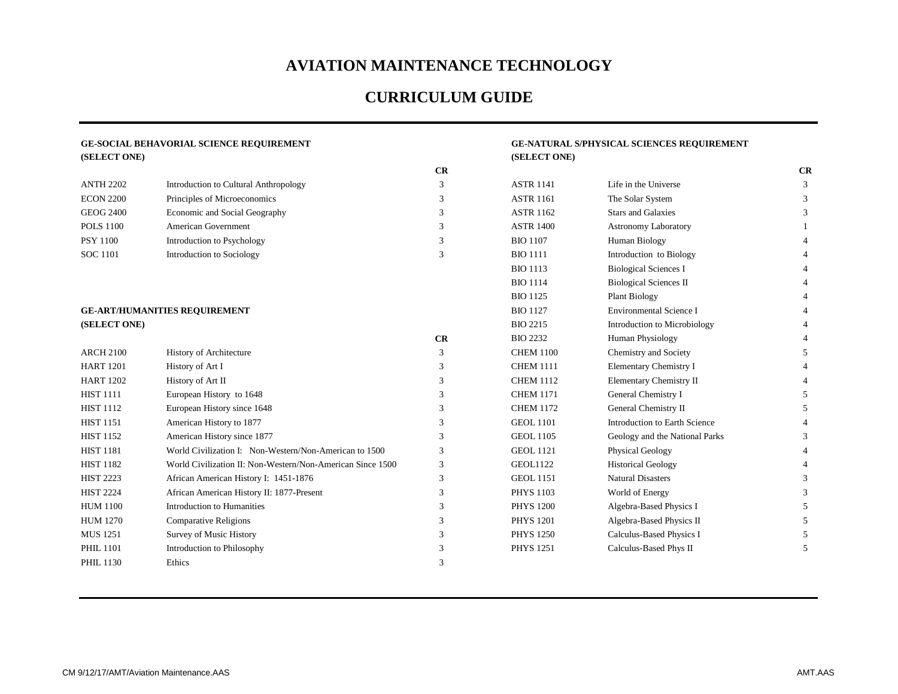# AVIATION MAINTENANCE TECHNOLOGY

# CURRICULUM GUIDE

**GE-SOCIAL BEHAVORIAL SCIENCE REQUIREMENT**
**(SELECT ONE)**

| | | CR |
|---|---|---|
| ANTH 2202 | Introduction to Cultural Anthropology | 3 |
| ECON 2200 | Principles of Microeconomics | 3 |
| GEOG 2400 | Economic and Social Geography | 3 |
| POLS 1100 | American Government | 3 |
| PSY 1100 | Introduction to Psychology | 3 |
| SOC 1101 | Introduction to Sociology | 3 |

**GE-ART/HUMANITIES REQUIREMENT**
**(SELECT ONE)**

| | | CR |
|---|---|---|
| ARCH 2100 | History of Architecture | 3 |
| HART 1201 | History of Art I | 3 |
| HART 1202 | History of Art II | 3 |
| HIST 1111 | European History to 1648 | 3 |
| HIST 1112 | European History since 1648 | 3 |
| HIST 1151 | American History to 1877 | 3 |
| HIST 1152 | American History since 1877 | 3 |
| HIST 1181 | World Civilization I: Non-Western/Non-American to 1500 | 3 |
| HIST 1182 | World Civilization II: Non-Western/Non-American Since 1500 | 3 |
| HIST 2223 | African American History I: 1451-1876 | 3 |
| HIST 2224 | African American History II: 1877-Present | 3 |
| HUM 1100 | Introduction to Humanities | 3 |
| HUM 1270 | Comparative Religions | 3 |
| MUS 1251 | Survey of Music History | 3 |
| PHIL 1101 | Introduction to Philosophy | 3 |
| PHIL 1130 | Ethics | 3 |

**GE-NATURAL S/PHYSICAL SCIENCES REQUIREMENT**
**(SELECT ONE)**

| | | CR |
|---|---|---|
| ASTR 1141 | Life in the Universe | 3 |
| ASTR 1161 | The Solar System | 3 |
| ASTR 1162 | Stars and Galaxies | 3 |
| ASTR 1400 | Astronomy Laboratory | 1 |
| BIO 1107 | Human Biology | 4 |
| BIO 1111 | Introduction to Biology | 4 |
| BIO 1113 | Biological Sciences I | 4 |
| BIO 1114 | Biological Sciences II | 4 |
| BIO 1125 | Plant Biology | 4 |
| BIO 1127 | Environmental Science I | 4 |
| BIO 2215 | Introduction to Microbiology | 4 |
| BIO 2232 | Human Physiology | 4 |
| CHEM 1100 | Chemistry and Society | 5 |
| CHEM 1111 | Elementary Chemistry I | 4 |
| CHEM 1112 | Elementary Chemistry II | 4 |
| CHEM 1171 | General Chemistry I | 5 |
| CHEM 1172 | General Chemistry II | 5 |
| GEOL 1101 | Introduction to Earth Science | 4 |
| GEOL 1105 | Geology and the National Parks | 3 |
| GEOL 1121 | Physical Geology | 4 |
| GEOL1122 | Historical Geology | 4 |
| GEOL 1151 | Natural Disasters | 3 |
| PHYS 1103 | World of Energy | 3 |
| PHYS 1200 | Algebra-Based Physics I | 5 |
| PHYS 1201 | Algebra-Based Physics II | 5 |
| PHYS 1250 | Calculus-Based Physics I | 5 |
| PHYS 1251 | Calculus-Based Phys II | 5 |